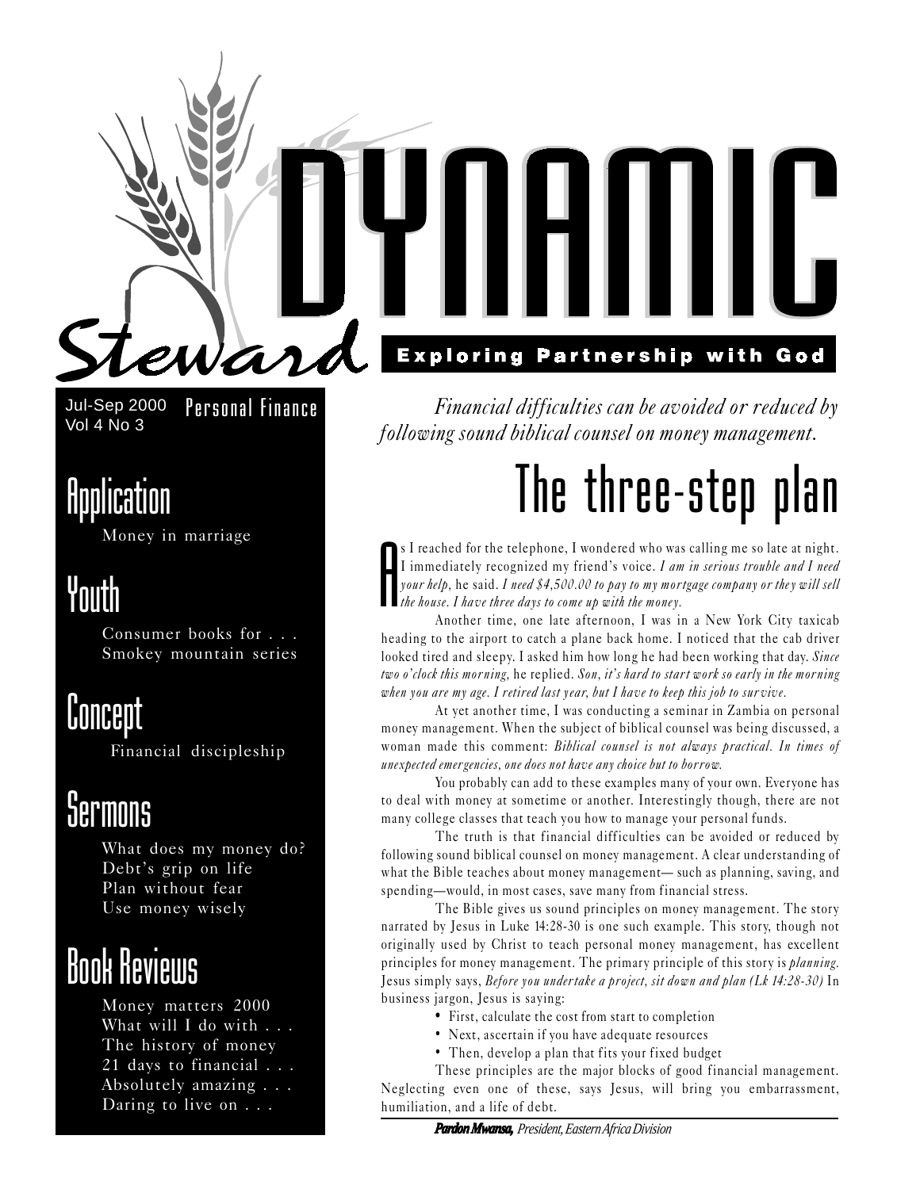# Steward DYNAMIC

**Exploring Partnership with God**

Jul-Sep 2000
Vol 4 No 3

Personal Finance

## Application

Money in marriage

## Youth

Consumer books for . . .
Smokey mountain series

## Concept

Financial discipleship

## Sermons

What does my money do?
Debt's grip on life
Plan without fear
Use money wisely

## Book Reviews

Money matters 2000
What will I do with . . .
The history of money
21 days to financial . . .
Absolutely amazing . . .
Daring to live on . . .

*Financial difficulties can be avoided or reduced by following sound biblical counsel on money management.*

# The three-step plan

As I reached for the telephone, I wondered who was calling me so late at night. I immediately recognized my friend's voice. *I am in serious trouble and I need your help*, he said. *I need $4,500.00 to pay to my mortgage company or they will sell the house. I have three days to come up with the money.*

Another time, one late afternoon, I was in a New York City taxicab heading to the airport to catch a plane back home. I noticed that the cab driver looked tired and sleepy. I asked him how long he had been working that day. *Since two o'clock this morning,* he replied. *Son, it's hard to start work so early in the morning when you are my age. I retired last year, but I have to keep this job to survive.*

At yet another time, I was conducting a seminar in Zambia on personal money management. When the subject of biblical counsel was being discussed, a woman made this comment: *Biblical counsel is not always practical. In times of unexpected emergencies, one does not have any choice but to borrow.*

You probably can add to these examples many of your own. Everyone has to deal with money at sometime or another. Interestingly though, there are not many college classes that teach you how to manage your personal funds.

The truth is that financial difficulties can be avoided or reduced by following sound biblical counsel on money management. A clear understanding of what the Bible teaches about money management— such as planning, saving, and spending—would, in most cases, save many from financial stress.

The Bible gives us sound principles on money management. The story narrated by Jesus in Luke 14:28-30 is one such example. This story, though not originally used by Christ to teach personal money management, has excellent principles for money management. The primary principle of this story is *planning.* Jesus simply says, *Before you undertake a project, sit down and plan (Lk 14:28-30)* In business jargon, Jesus is saying:

- First, calculate the cost from start to completion
- Next, ascertain if you have adequate resources
- Then, develop a plan that fits your fixed budget

These principles are the major blocks of good financial management. Neglecting even one of these, says Jesus, will bring you embarrassment, humiliation, and a life of debt.

***Pardon Mwansa,*** *President, Eastern Africa Division*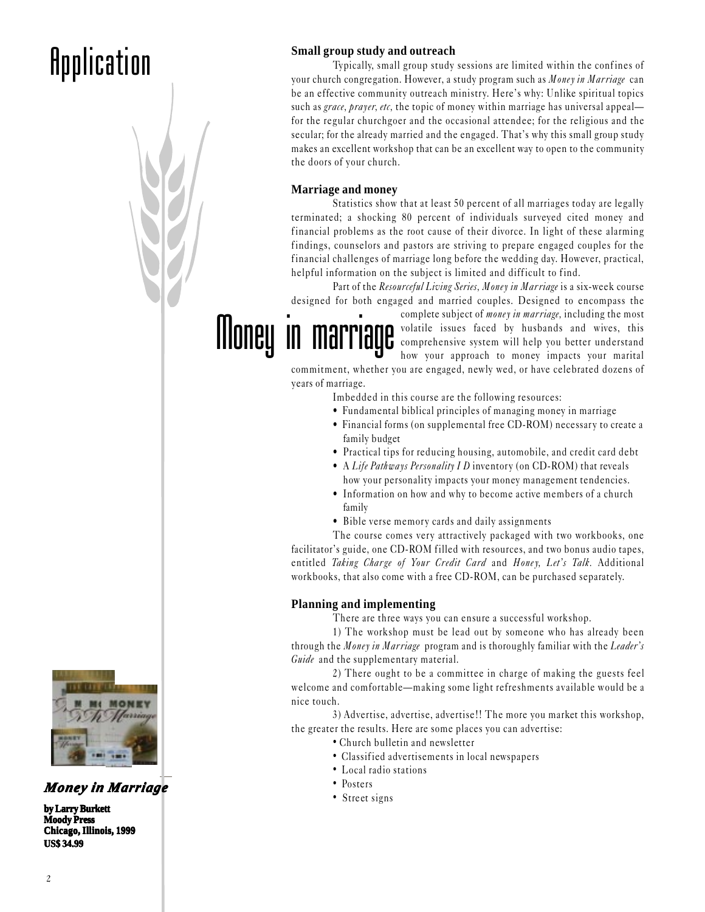# Application

### Small group study and outreach

Typically, small group study sessions are limited within the confines of your church congregation. However, a study program such as *Money in Marriage* can be an effective community outreach ministry. Here's why: Unlike spiritual topics such as *grace, prayer, etc,* the topic of money within marriage has universal appeal—for the regular churchgoer and the occasional attendee; for the religious and the secular; for the already married and the engaged. That's why this small group study makes an excellent workshop that can be an excellent way to open to the community the doors of your church.

### Marriage and money

Statistics show that at least 50 percent of all marriages today are legally terminated; a shocking 80 percent of individuals surveyed cited money and financial problems as the root cause of their divorce. In light of these alarming findings, counselors and pastors are striving to prepare engaged couples for the financial challenges of marriage long before the wedding day. However, practical, helpful information on the subject is limited and difficult to find.

## Money in marriage

Part of the *Resourceful Living Series, Money in Marriage* is a six-week course designed for both engaged and married couples. Designed to encompass the complete subject of *money in marriage,* including the most volatile issues faced by husbands and wives, this comprehensive system will help you better understand how your approach to money impacts your marital commitment, whether you are engaged, newly wed, or have celebrated dozens of years of marriage.

Imbedded in this course are the following resources:

- Fundamental biblical principles of managing money in marriage
- Financial forms (on supplemental free CD-ROM) necessary to create a family budget
- Practical tips for reducing housing, automobile, and credit card debt
- A *Life Pathways Personality I D* inventory (on CD-ROM) that reveals how your personality impacts your money management tendencies.
- Information on how and why to become active members of a church family
- Bible verse memory cards and daily assignments

The course comes very attractively packaged with two workbooks, one facilitator's guide, one CD-ROM filled with resources, and two bonus audio tapes, entitled *Taking Charge of Your Credit Card* and *Honey, Let's Talk.* Additional workbooks, that also come with a free CD-ROM, can be purchased separately.

### Planning and implementing

There are three ways you can ensure a successful workshop.

1) The workshop must be lead out by someone who has already been through the *Money in Marriage* program and is thoroughly familiar with the *Leader's Guide* and the supplementary material.

2) There ought to be a committee in charge of making the guests feel welcome and comfortable—making some light refreshments available would be a nice touch.

3) Advertise, advertise, advertise!! The more you market this workshop, the greater the results. Here are some places you can advertise:

- Church bulletin and newsletter
- Classified advertisements in local newspapers
- Local radio stations
- Posters
- Street signs

***Money in Marriage***

**by Larry Burkett**
**Moody Press**
**Chicago, Illinois, 1999**
**US$ 34.99**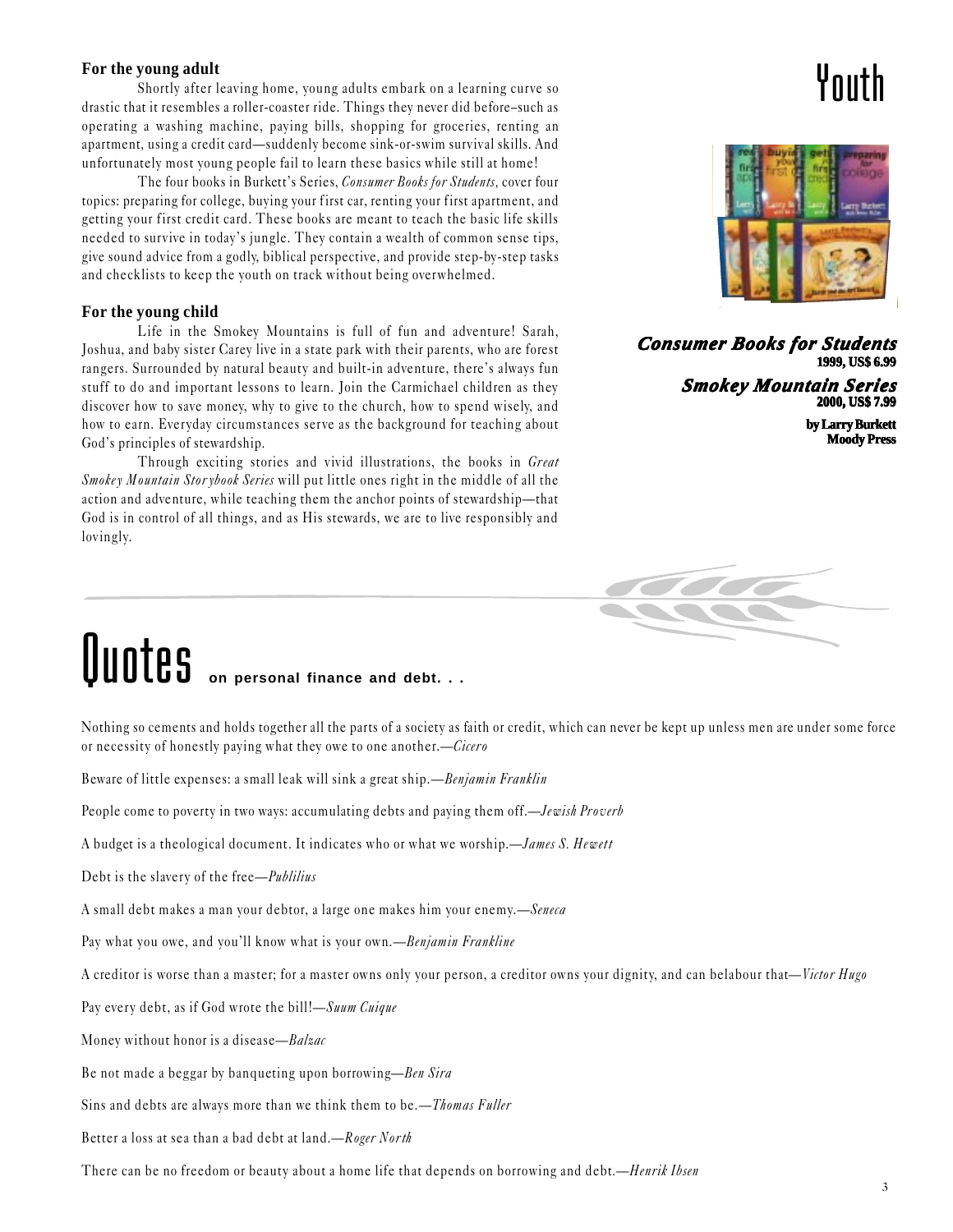# Youth

### For the young adult

Shortly after leaving home, young adults embark on a learning curve so drastic that it resembles a roller-coaster ride. Things they never did before–such as operating a washing machine, paying bills, shopping for groceries, renting an apartment, using a credit card—suddenly become sink-or-swim survival skills. And unfortunately most young people fail to learn these basics while still at home!

The four books in Burkett's Series, *Consumer Books for Students,* cover four topics: preparing for college, buying your first car, renting your first apartment, and getting your first credit card. These books are meant to teach the basic life skills needed to survive in today's jungle. They contain a wealth of common sense tips, give sound advice from a godly, biblical perspective, and provide step-by-step tasks and checklists to keep the youth on track without being overwhelmed.

### For the young child

Life in the Smokey Mountains is full of fun and adventure! Sarah, Joshua, and baby sister Carey live in a state park with their parents, who are forest rangers. Surrounded by natural beauty and built-in adventure, there's always fun stuff to do and important lessons to learn. Join the Carmichael children as they discover how to save money, why to give to the church, how to spend wisely, and how to earn. Everyday circumstances serve as the background for teaching about God's principles of stewardship.

Through exciting stories and vivid illustrations, the books in *Great Smokey Mountain Storybook Series* will put little ones right in the middle of all the action and adventure, while teaching them the anchor points of stewardship—that God is in control of all things, and as His stewards, we are to live responsibly and lovingly.

***Consumer Books for Students***
**1999, US$ 6.99**

***Smokey Mountain Series***
**2000, US$ 7.99**

**by Larry Burkett**
**Moody Press**

# Quotes on personal finance and debt. . .

Nothing so cements and holds together all the parts of a society as faith or credit, which can never be kept up unless men are under some force or necessity of honestly paying what they owe to one another.—*Cicero*

Beware of little expenses: a small leak will sink a great ship.—*Benjamin Franklin*

People come to poverty in two ways: accumulating debts and paying them off.—*Jewish Proverb*

A budget is a theological document. It indicates who or what we worship.—*James S. Hewett*

Debt is the slavery of the free—*Publilius*

A small debt makes a man your debtor, a large one makes him your enemy.—*Seneca*

Pay what you owe, and you'll know what is your own.—*Benjamin Frankline*

A creditor is worse than a master; for a master owns only your person, a creditor owns your dignity, and can belabour that—*Victor Hugo*

Pay every debt, as if God wrote the bill!—*Suum Cuique*

Money without honor is a disease—*Balzac*

Be not made a beggar by banqueting upon borrowing—*Ben Sira*

Sins and debts are always more than we think them to be.—*Thomas Fuller*

Better a loss at sea than a bad debt at land.—*Roger North*

There can be no freedom or beauty about a home life that depends on borrowing and debt.—*Henrik Ibsen*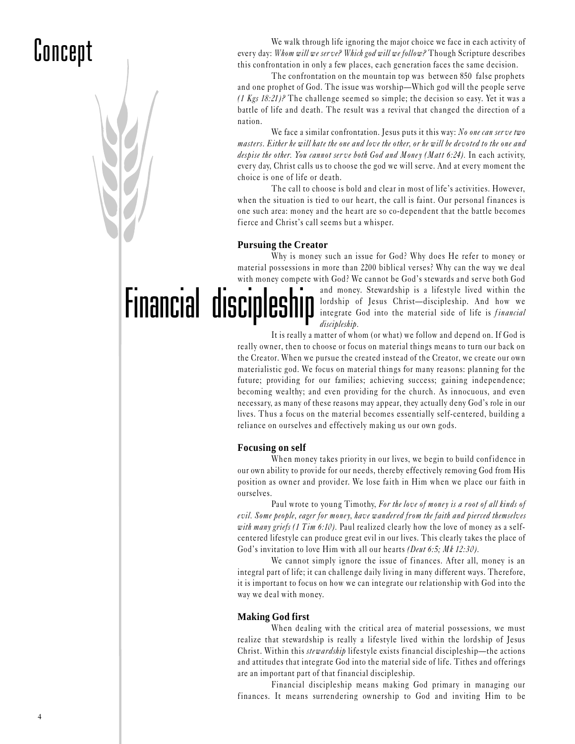# Concept

We walk through life ignoring the major choice we face in each activity of every day: *Whom will we serve? Which god will we follow?* Though Scripture describes this confrontation in only a few places, each generation faces the same decision.

The confrontation on the mountain top was between 850 false prophets and one prophet of God. The issue was worship—Which god will the people serve *(1 Kgs 18:21)?* The challenge seemed so simple; the decision so easy. Yet it was a battle of life and death. The result was a revival that changed the direction of a nation.

We face a similar confrontation. Jesus puts it this way: *No one can serve two masters. Either he will hate the one and love the other, or he will be devoted to the one and despise the other. You cannot serve both God and Money (Matt 6:24).* In each activity, every day, Christ calls us to choose the god we will serve. And at every moment the choice is one of life or death.

The call to choose is bold and clear in most of life's activities. However, when the situation is tied to our heart, the call is faint. Our personal finances is one such area: money and the heart are so co-dependent that the battle becomes fierce and Christ's call seems but a whisper.

## Financial discipleship

### Pursuing the Creator

Why is money such an issue for God? Why does He refer to money or material possessions in more than 2200 biblical verses? Why can the way we deal with money compete with God? We cannot be God's stewards and serve both God and money. Stewardship is a lifestyle lived within the lordship of Jesus Christ—discipleship. And how we integrate God into the material side of life is *financial discipleship*.

It is really a matter of whom (or what) we follow and depend on. If God is really owner, then to choose or focus on material things means to turn our back on the Creator. When we pursue the created instead of the Creator, we create our own materialistic god. We focus on material things for many reasons: planning for the future; providing for our families; achieving success; gaining independence; becoming wealthy; and even providing for the church. As innocuous, and even necessary, as many of these reasons may appear, they actually deny God's role in our lives. Thus a focus on the material becomes essentially self-centered, building a reliance on ourselves and effectively making us our own gods.

### Focusing on self

When money takes priority in our lives, we begin to build confidence in our own ability to provide for our needs, thereby effectively removing God from His position as owner and provider. We lose faith in Him when we place our faith in ourselves.

Paul wrote to young Timothy, *For the love of money is a root of all kinds of evil. Some people, eager for money, have wandered from the faith and pierced themselves with many griefs (1 Tim 6:10).* Paul realized clearly how the love of money as a self-centered lifestyle can produce great evil in our lives. This clearly takes the place of God's invitation to love Him with all our hearts *(Deut 6:5; Mk 12:30)*.

We cannot simply ignore the issue of finances. After all, money is an integral part of life; it can challenge daily living in many different ways. Therefore, it is important to focus on how we can integrate our relationship with God into the way we deal with money.

### Making God first

When dealing with the critical area of material possessions, we must realize that stewardship is really a lifestyle lived within the lordship of Jesus Christ. Within this *stewardship* lifestyle exists financial discipleship—the actions and attitudes that integrate God into the material side of life. Tithes and offerings are an important part of that financial discipleship.

Financial discipleship means making God primary in managing our finances. It means surrendering ownership to God and inviting Him to be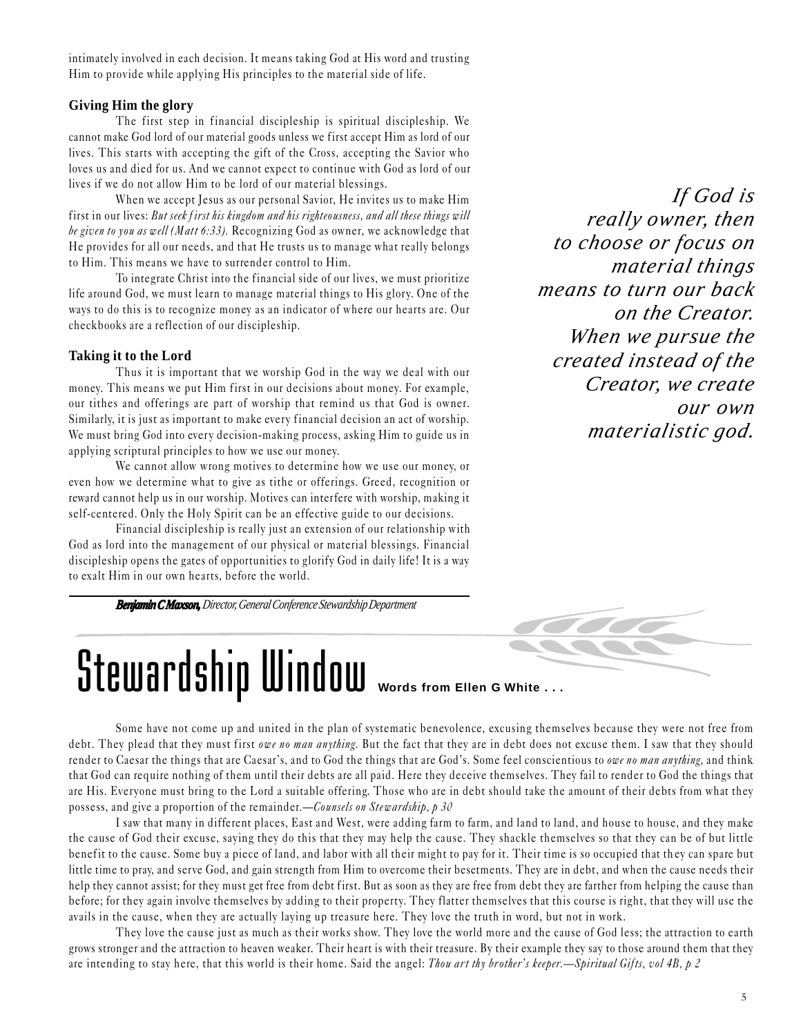intimately involved in each decision. It means taking God at His word and trusting Him to provide while applying His principles to the material side of life.

### Giving Him the glory

The first step in financial discipleship is spiritual discipleship. We cannot make God lord of our material goods unless we first accept Him as lord of our lives. This starts with accepting the gift of the Cross, accepting the Savior who loves us and died for us. And we cannot expect to continue with God as lord of our lives if we do not allow Him to be lord of our material blessings.

When we accept Jesus as our personal Savior, He invites us to make Him first in our lives: *But seek first his kingdom and his righteousness, and all these things will be given to you as well (Matt 6:33).* Recognizing God as owner, we acknowledge that He provides for all our needs, and that He trusts us to manage what really belongs to Him. This means we have to surrender control to Him.

To integrate Christ into the financial side of our lives, we must prioritize life around God, we must learn to manage material things to His glory. One of the ways to do this is to recognize money as an indicator of where our hearts are. Our checkbooks are a reflection of our discipleship.

*If God is really owner, then to choose or focus on material things means to turn our back on the Creator. When we pursue the created instead of the Creator, we create our own materialistic god.*

### Taking it to the Lord

Thus it is important that we worship God in the way we deal with our money. This means we put Him first in our decisions about money. For example, our tithes and offerings are part of worship that remind us that God is owner. Similarly, it is just as important to make every financial decision an act of worship. We must bring God into every decision-making process, asking Him to guide us in applying scriptural principles to how we use our money.

We cannot allow wrong motives to determine how we use our money, or even how we determine what to give as tithe or offerings. Greed, recognition or reward cannot help us in our worship. Motives can interfere with worship, making it self-centered. Only the Holy Spirit can be an effective guide to our decisions.

Financial discipleship is really just an extension of our relationship with God as lord into the management of our physical or material blessings. Financial discipleship opens the gates of opportunities to glorify God in daily life! It is a way to exalt Him in our own hearts, before the world.

***Benjamin C Maxson,*** *Director, General Conference Stewardship Department*

# Stewardship Window

**Words from Ellen G White . . .**

Some have not come up and united in the plan of systematic benevolence, excusing themselves because they were not free from debt. They plead that they must first *owe no man anything*. But the fact that they are in debt does not excuse them. I saw that they should render to Caesar the things that are Caesar's, and to God the things that are God's. Some feel conscientious to *owe no man anything*, and think that God can require nothing of them until their debts are all paid. Here they deceive themselves. They fail to render to God the things that are His. Everyone must bring to the Lord a suitable offering. Those who are in debt should take the amount of their debts from what they possess, and give a proportion of the remainder.—*Counsels on Stewardship, p 30*

I saw that many in different places, East and West, were adding farm to farm, and land to land, and house to house, and they make the cause of God their excuse, saying they do this that they may help the cause. They shackle themselves so that they can be of but little benefit to the cause. Some buy a piece of land, and labor with all their might to pay for it. Their time is so occupied that they can spare but little time to pray, and serve God, and gain strength from Him to overcome their besetments. They are in debt, and when the cause needs their help they cannot assist; for they must get free from debt first. But as soon as they are free from debt they are farther from helping the cause than before; for they again involve themselves by adding to their property. They flatter themselves that this course is right, that they will use the avails in the cause, when they are actually laying up treasure here. They love the truth in word, but not in work.

They love the cause just as much as their works show. They love the world more and the cause of God less; the attraction to earth grows stronger and the attraction to heaven weaker. Their heart is with their treasure. By their example they say to those around them that they are intending to stay here, that this world is their home. Said the angel: *Thou art thy brother's keeper.—Spiritual Gifts, vol 4B, p 2*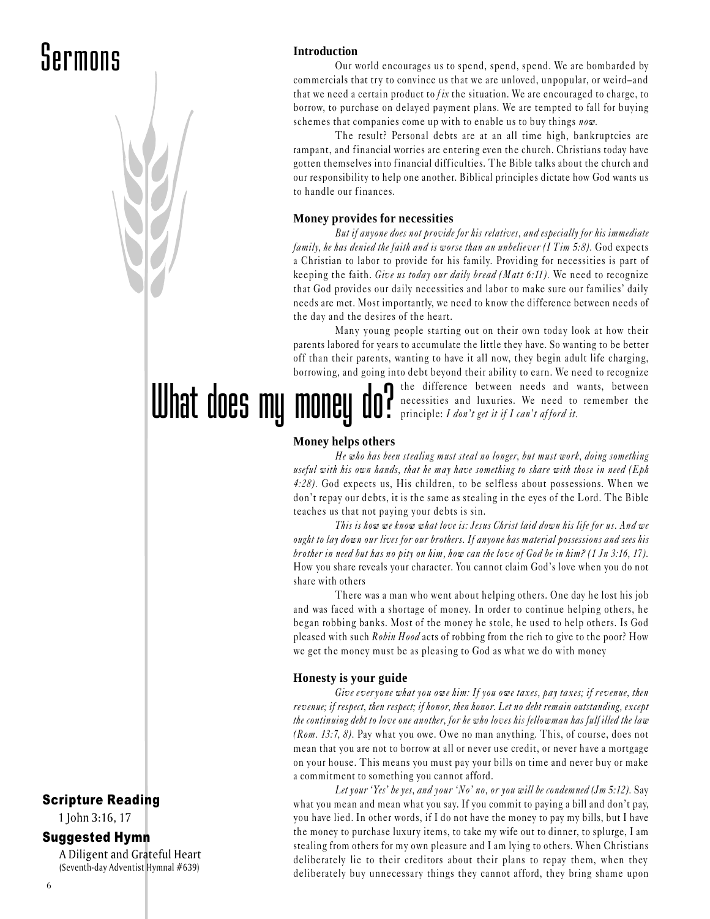# Sermons

# What does my money do?

### Introduction

Our world encourages us to spend, spend, spend. We are bombarded by commercials that try to convince us that we are unloved, unpopular, or weird–and that we need a certain product to *fix* the situation. We are encouraged to charge, to borrow, to purchase on delayed payment plans. We are tempted to fall for buying schemes that companies come up with to enable us to buy things *now*.

The result? Personal debts are at an all time high, bankruptcies are rampant, and financial worries are entering even the church. Christians today have gotten themselves into financial difficulties. The Bible talks about the church and our responsibility to help one another. Biblical principles dictate how God wants us to handle our finances.

### Money provides for necessities

*But if anyone does not provide for his relatives, and especially for his immediate family, he has denied the faith and is worse than an unbeliever (I Tim 5:8).* God expects a Christian to labor to provide for his family. Providing for necessities is part of keeping the faith. *Give us today our daily bread (Matt 6:11).* We need to recognize that God provides our daily necessities and labor to make sure our families' daily needs are met. Most importantly, we need to know the difference between needs of the day and the desires of the heart.

Many young people starting out on their own today look at how their parents labored for years to accumulate the little they have. So wanting to be better off than their parents, wanting to have it all now, they begin adult life charging, borrowing, and going into debt beyond their ability to earn. We need to recognize the difference between needs and wants, between necessities and luxuries. We need to remember the principle: *I don't get it if I can't afford it.*

### Money helps others

*He who has been stealing must steal no longer, but must work, doing something useful with his own hands, that he may have something to share with those in need (Eph 4:28).* God expects us, His children, to be selfless about possessions. When we don't repay our debts, it is the same as stealing in the eyes of the Lord. The Bible teaches us that not paying your debts is sin.

*This is how we know what love is: Jesus Christ laid down his life for us. And we ought to lay down our lives for our brothers. If anyone has material possessions and sees his brother in need but has no pity on him, how can the love of God be in him? (1 Jn 3:16, 17).* How you share reveals your character. You cannot claim God's love when you do not share with others

There was a man who went about helping others. One day he lost his job and was faced with a shortage of money. In order to continue helping others, he began robbing banks. Most of the money he stole, he used to help others. Is God pleased with such *Robin Hood* acts of robbing from the rich to give to the poor? How we get the money must be as pleasing to God as what we do with money

### Honesty is your guide

*Give everyone what you owe him: If you owe taxes, pay taxes; if revenue, then revenue; if respect, then respect; if honor, then honor. Let no debt remain outstanding, except the continuing debt to love one another, for he who loves his fellowman has fulfilled the law (Rom. 13:7, 8).* Pay what you owe. Owe no man anything. This, of course, does not mean that you are not to borrow at all or never use credit, or never have a mortgage on your house. This means you must pay your bills on time and never buy or make a commitment to something you cannot afford.

*Let your 'Yes' be yes, and your 'No' no, or you will be condemned (Jm 5:12).* Say what you mean and mean what you say. If you commit to paying a bill and don't pay, you have lied. In other words, if I do not have the money to pay my bills, but I have the money to purchase luxury items, to take my wife out to dinner, to splurge, I am stealing from others for my own pleasure and I am lying to others. When Christians deliberately lie to their creditors about their plans to repay them, when they deliberately buy unnecessary things they cannot afford, they bring shame upon

### Scripture Reading

1 John 3:16, 17

### Suggested Hymn

A Diligent and Grateful Heart
(Seventh-day Adventist Hymnal #639)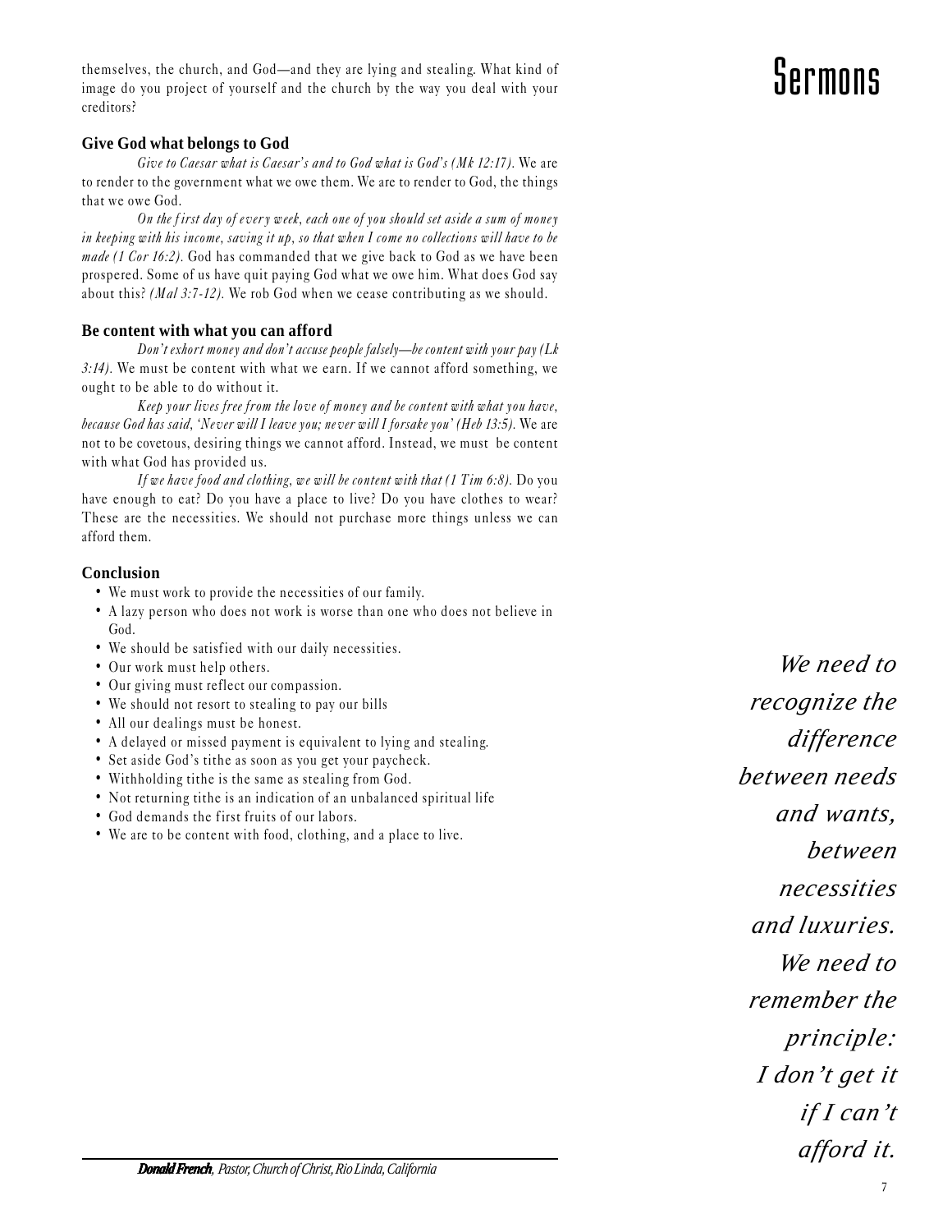themselves, the church, and God—and they are lying and stealing. What kind of image do you project of yourself and the church by the way you deal with your creditors?

**Give God what belongs to God**

*Give to Caesar what is Caesar's and to God what is God's (Mk 12:17).* We are to render to the government what we owe them. We are to render to God, the things that we owe God.

*On the first day of every week, each one of you should set aside a sum of money in keeping with his income, saving it up, so that when I come no collections will have to be made (1 Cor 16:2).* God has commanded that we give back to God as we have been prospered. Some of us have quit paying God what we owe him. What does God say about this? *(Mal 3:7-12).* We rob God when we cease contributing as we should.

**Be content with what you can afford**

*Don't exhort money and don't accuse people falsely—be content with your pay (Lk 3:14).* We must be content with what we earn. If we cannot afford something, we ought to be able to do without it.

*Keep your lives free from the love of money and be content with what you have, because God has said, 'Never will I leave you; never will I forsake you' (Heb 13:5).* We are not to be covetous, desiring things we cannot afford. Instead, we must be content with what God has provided us.

*If we have food and clothing, we will be content with that (1 Tim 6:8).* Do you have enough to eat? Do you have a place to live? Do you have clothes to wear? These are the necessities. We should not purchase more things unless we can afford them.

**Conclusion**

- We must work to provide the necessities of our family.
- A lazy person who does not work is worse than one who does not believe in God.
- We should be satisfied with our daily necessities.
- Our work must help others.
- Our giving must reflect our compassion.
- We should not resort to stealing to pay our bills
- All our dealings must be honest.
- A delayed or missed payment is equivalent to lying and stealing.
- Set aside God's tithe as soon as you get your paycheck.
- Withholding tithe is the same as stealing from God.
- Not returning tithe is an indication of an unbalanced spiritual life
- God demands the first fruits of our labors.
- We are to be content with food, clothing, and a place to live.

*We need to recognize the difference between needs and wants, between necessities and luxuries. We need to remember the principle: I don't get it if I can't afford it.*

***Donald French**, Pastor, Church of Christ, Rio Linda, California*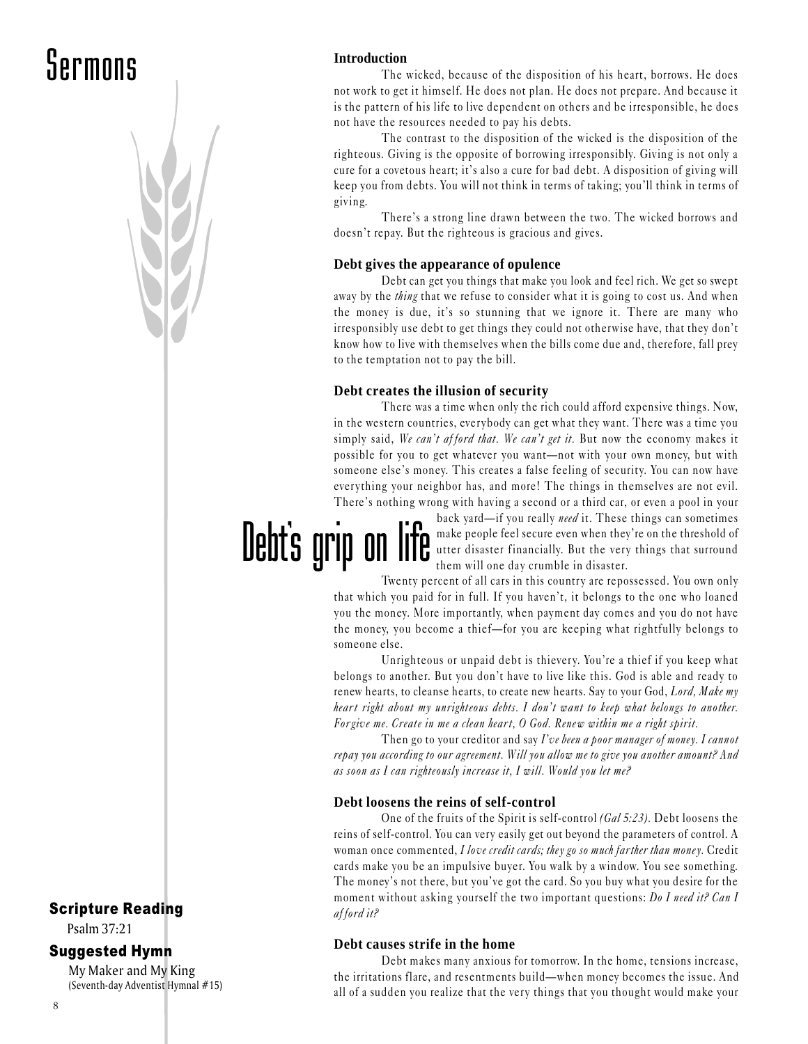# Sermons

# Debt's grip on life

**Scripture Reading**

Psalm 37:21

**Suggested Hymn**

My Maker and My King
(Seventh-day Adventist Hymnal #15)

### Introduction

The wicked, because of the disposition of his heart, borrows. He does not work to get it himself. He does not plan. He does not prepare. And because it is the pattern of his life to live dependent on others and be irresponsible, he does not have the resources needed to pay his debts.

The contrast to the disposition of the wicked is the disposition of the righteous. Giving is the opposite of borrowing irresponsibly. Giving is not only a cure for a covetous heart; it's also a cure for bad debt. A disposition of giving will keep you from debts. You will not think in terms of taking; you'll think in terms of giving.

There's a strong line drawn between the two. The wicked borrows and doesn't repay. But the righteous is gracious and gives.

### Debt gives the appearance of opulence

Debt can get you things that make you look and feel rich. We get so swept away by the *thing* that we refuse to consider what it is going to cost us. And when the money is due, it's so stunning that we ignore it. There are many who irresponsibly use debt to get things they could not otherwise have, that they don't know how to live with themselves when the bills come due and, therefore, fall prey to the temptation not to pay the bill.

### Debt creates the illusion of security

There was a time when only the rich could afford expensive things. Now, in the western countries, everybody can get what they want. There was a time you simply said, *We can't afford that. We can't get it.* But now the economy makes it possible for you to get whatever you want—not with your own money, but with someone else's money. This creates a false feeling of security. You can now have everything your neighbor has, and more! The things in themselves are not evil. There's nothing wrong with having a second or a third car, or even a pool in your back yard—if you really *need* it. These things can sometimes make people feel secure even when they're on the threshold of utter disaster financially. But the very things that surround them will one day crumble in disaster.

Twenty percent of all cars in this country are repossessed. You own only that which you paid for in full. If you haven't, it belongs to the one who loaned you the money. More importantly, when payment day comes and you do not have the money, you become a thief—for you are keeping what rightfully belongs to someone else.

Unrighteous or unpaid debt is thievery. You're a thief if you keep what belongs to another. But you don't have to live like this. God is able and ready to renew hearts, to cleanse hearts, to create new hearts. Say to your God, *Lord, Make my heart right about my unrighteous debts. I don't want to keep what belongs to another. Forgive me. Create in me a clean heart, O God. Renew within me a right spirit.*

Then go to your creditor and say *I've been a poor manager of money. I cannot repay you according to our agreement. Will you allow me to give you another amount? And as soon as I can righteously increase it, I will. Would you let me?*

### Debt loosens the reins of self-control

One of the fruits of the Spirit is self-control *(Gal 5:23).* Debt loosens the reins of self-control. You can very easily get out beyond the parameters of control. A woman once commented, *I love credit cards; they go so much farther than money.* Credit cards make you be an impulsive buyer. You walk by a window. You see something. The money's not there, but you've got the card. So you buy what you desire for the moment without asking yourself the two important questions: *Do I need it? Can I afford it?*

### Debt causes strife in the home

Debt makes many anxious for tomorrow. In the home, tensions increase, the irritations flare, and resentments build—when money becomes the issue. And all of a sudden you realize that the very things that you thought would make your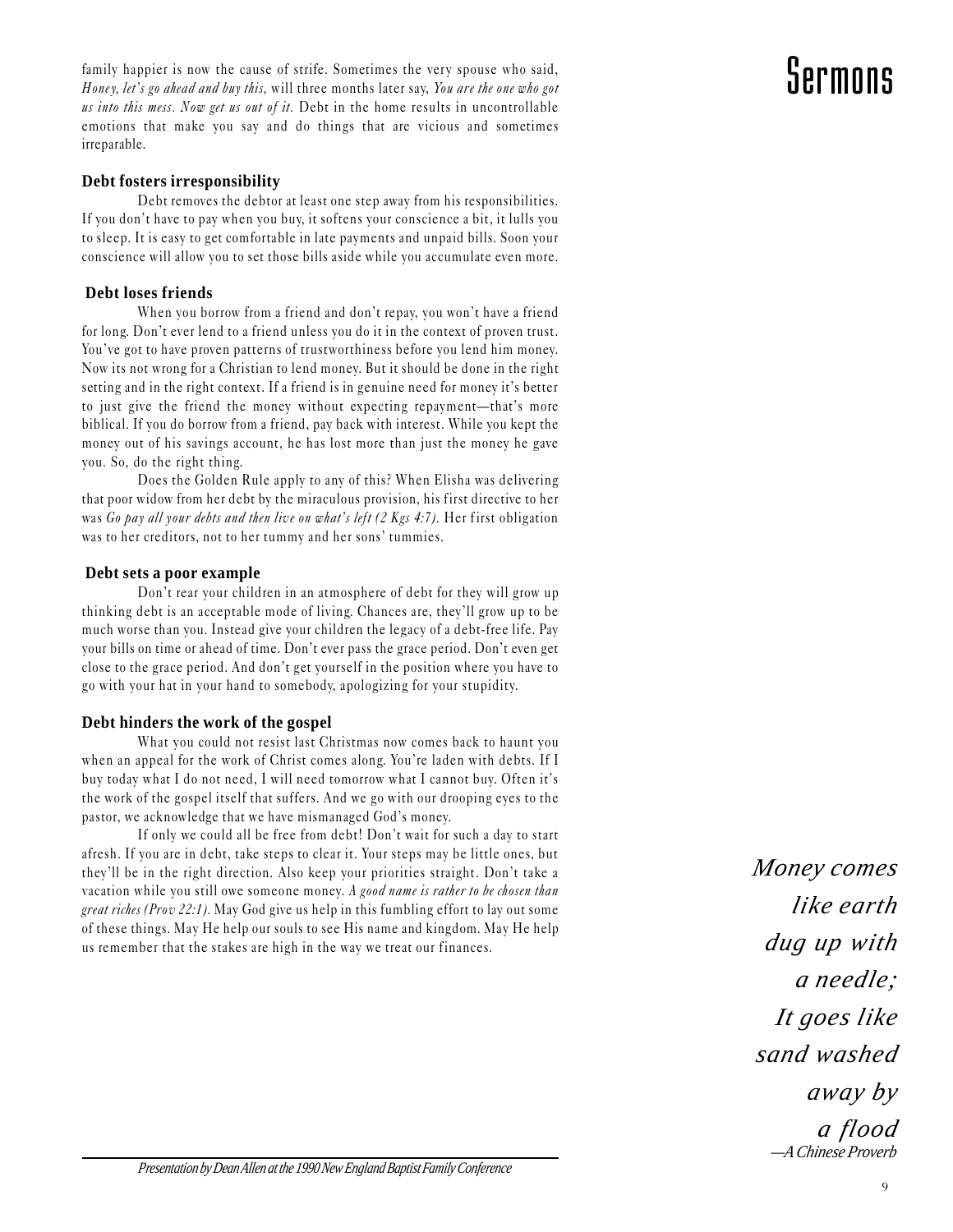family happier is now the cause of strife. Sometimes the very spouse who said, *Honey, let's go ahead and buy this*, will three months later say, *You are the one who got us into this mess. Now get us out of it.* Debt in the home results in uncontrollable emotions that make you say and do things that are vicious and sometimes irreparable.

**Debt fosters irresponsibility**

Debt removes the debtor at least one step away from his responsibilities. If you don't have to pay when you buy, it softens your conscience a bit, it lulls you to sleep. It is easy to get comfortable in late payments and unpaid bills. Soon your conscience will allow you to set those bills aside while you accumulate even more.

**Debt loses friends**

When you borrow from a friend and don't repay, you won't have a friend for long. Don't ever lend to a friend unless you do it in the context of proven trust. You've got to have proven patterns of trustworthiness before you lend him money. Now its not wrong for a Christian to lend money. But it should be done in the right setting and in the right context. If a friend is in genuine need for money it's better to just give the friend the money without expecting repayment—that's more biblical. If you do borrow from a friend, pay back with interest. While you kept the money out of his savings account, he has lost more than just the money he gave you. So, do the right thing.

Does the Golden Rule apply to any of this? When Elisha was delivering that poor widow from her debt by the miraculous provision, his first directive to her was *Go pay all your debts and then live on what's left (2 Kgs 4:7).* Her first obligation was to her creditors, not to her tummy and her sons' tummies.

**Debt sets a poor example**

Don't rear your children in an atmosphere of debt for they will grow up thinking debt is an acceptable mode of living. Chances are, they'll grow up to be much worse than you. Instead give your children the legacy of a debt-free life. Pay your bills on time or ahead of time. Don't ever pass the grace period. Don't even get close to the grace period. And don't get yourself in the position where you have to go with your hat in your hand to somebody, apologizing for your stupidity.

**Debt hinders the work of the gospel**

What you could not resist last Christmas now comes back to haunt you when an appeal for the work of Christ comes along. You're laden with debts. If I buy today what I do not need, I will need tomorrow what I cannot buy. Often it's the work of the gospel itself that suffers. And we go with our drooping eyes to the pastor, we acknowledge that we have mismanaged God's money.

If only we could all be free from debt! Don't wait for such a day to start afresh. If you are in debt, take steps to clear it. Your steps may be little ones, but they'll be in the right direction. Also keep your priorities straight. Don't take a vacation while you still owe someone money. *A good name is rather to be chosen than great riches (Prov 22:1).* May God give us help in this fumbling effort to lay out some of these things. May He help our souls to see His name and kingdom. May He help us remember that the stakes are high in the way we treat our finances.

*Presentation by Dean Allen at the 1990 New England Baptist Family Conference*

*Money comes like earth dug up with a needle;*
*It goes like sand washed away by a flood*
*—A Chinese Proverb*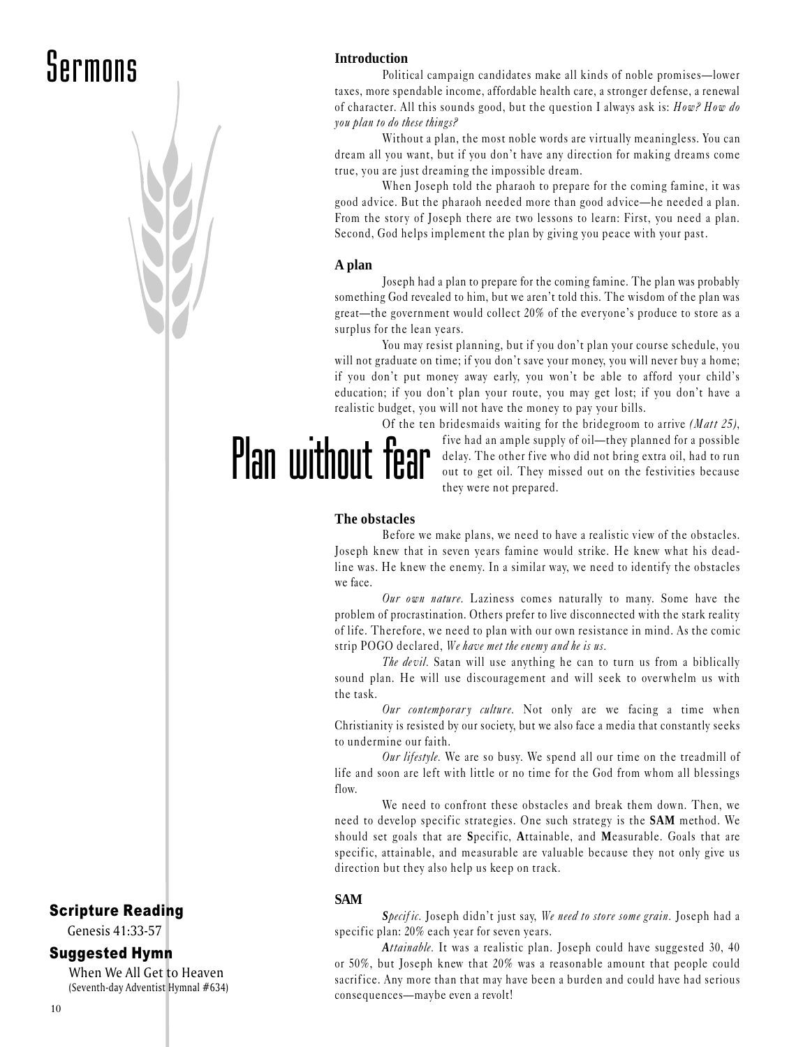# Sermons

# Plan without fear

### Introduction

Political campaign candidates make all kinds of noble promises—lower taxes, more spendable income, affordable health care, a stronger defense, a renewal of character. All this sounds good, but the question I always ask is: *How? How do you plan to do these things?*

Without a plan, the most noble words are virtually meaningless. You can dream all you want, but if you don't have any direction for making dreams come true, you are just dreaming the impossible dream.

When Joseph told the pharaoh to prepare for the coming famine, it was good advice. But the pharaoh needed more than good advice—he needed a plan. From the story of Joseph there are two lessons to learn: First, you need a plan. Second, God helps implement the plan by giving you peace with your past.

### A plan

Joseph had a plan to prepare for the coming famine. The plan was probably something God revealed to him, but we aren't told this. The wisdom of the plan was great—the government would collect 20% of the everyone's produce to store as a surplus for the lean years.

You may resist planning, but if you don't plan your course schedule, you will not graduate on time; if you don't save your money, you will never buy a home; if you don't put money away early, you won't be able to afford your child's education; if you don't plan your route, you may get lost; if you don't have a realistic budget, you will not have the money to pay your bills.

Of the ten bridesmaids waiting for the bridegroom to arrive *(Matt 25)*, five had an ample supply of oil—they planned for a possible delay. The other five who did not bring extra oil, had to run out to get oil. They missed out on the festivities because they were not prepared.

### The obstacles

Before we make plans, we need to have a realistic view of the obstacles. Joseph knew that in seven years famine would strike. He knew what his deadline was. He knew the enemy. In a similar way, we need to identify the obstacles we face.

*Our own nature.* Laziness comes naturally to many. Some have the problem of procrastination. Others prefer to live disconnected with the stark reality of life. Therefore, we need to plan with our own resistance in mind. As the comic strip POGO declared, *We have met the enemy and he is us.*

*The devil.* Satan will use anything he can to turn us from a biblically sound plan. He will use discouragement and will seek to overwhelm us with the task.

*Our contemporary culture.* Not only are we facing a time when Christianity is resisted by our society, but we also face a media that constantly seeks to undermine our faith.

*Our lifestyle.* We are so busy. We spend all our time on the treadmill of life and soon are left with little or no time for the God from whom all blessings flow.

We need to confront these obstacles and break them down. Then, we need to develop specific strategies. One such strategy is the **SAM** method. We should set goals that are **S**pecific, **A**ttainable, and **M**easurable. Goals that are specific, attainable, and measurable are valuable because they not only give us direction but they also help us keep on track.

### SAM

***S****pecific.* Joseph didn't just say, *We need to store some grain.* Joseph had a specific plan: 20% each year for seven years.

***A****ttainable.* It was a realistic plan. Joseph could have suggested 30, 40 or 50%, but Joseph knew that 20% was a reasonable amount that people could sacrifice. Any more than that may have been a burden and could have had serious consequences—maybe even a revolt!

### Scripture Reading

Genesis 41:33-57

### Suggested Hymn

When We All Get to Heaven
(Seventh-day Adventist Hymnal #634)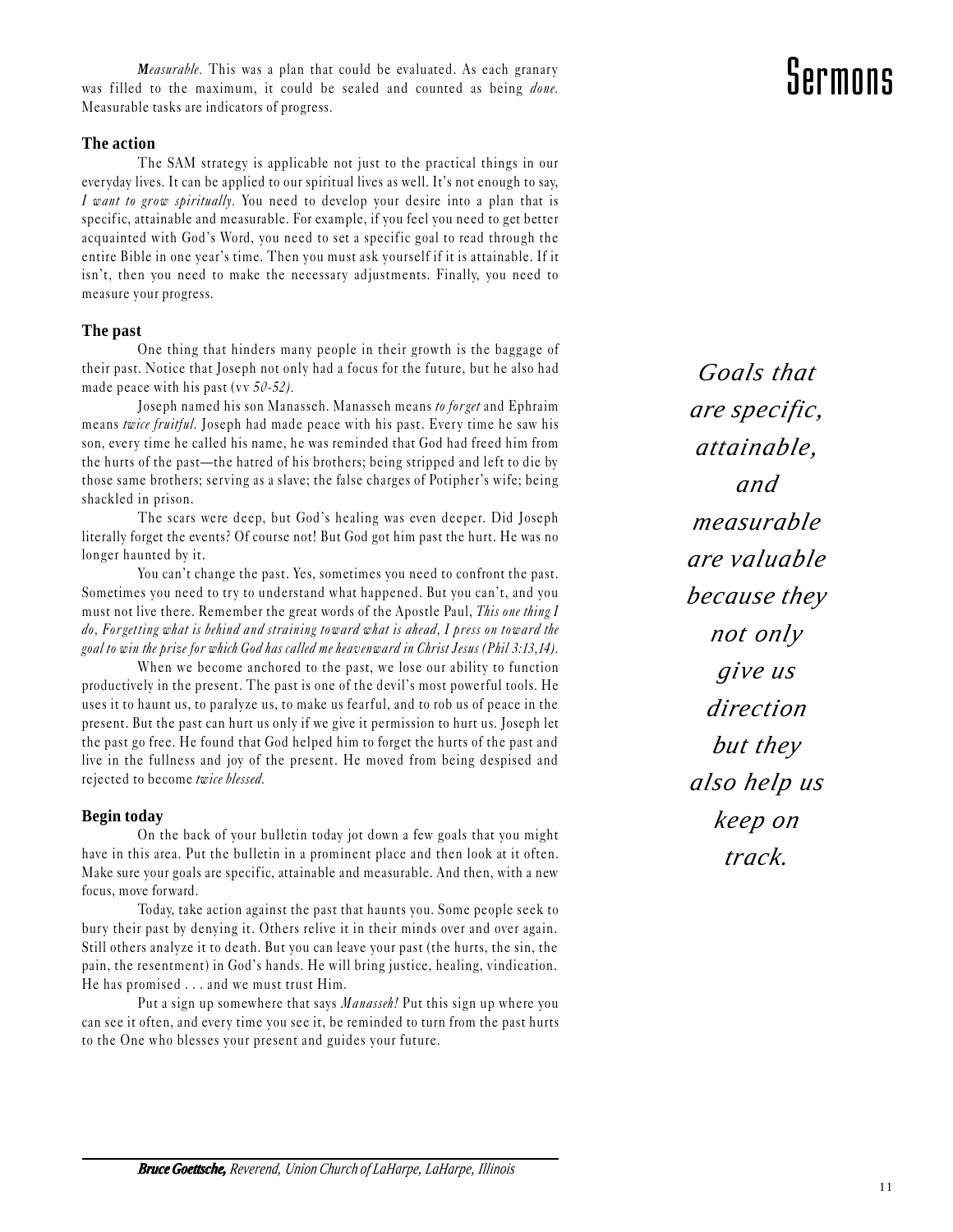*Measurable.* This was a plan that could be evaluated. As each granary was filled to the maximum, it could be sealed and counted as being *done.* Measurable tasks are indicators of progress.

### The action

The SAM strategy is applicable not just to the practical things in our everyday lives. It can be applied to our spiritual lives as well. It's not enough to say, *I want to grow spiritually.* You need to develop your desire into a plan that is specific, attainable and measurable. For example, if you feel you need to get better acquainted with God's Word, you need to set a specific goal to read through the entire Bible in one year's time. Then you must ask yourself if it is attainable. If it isn't, then you need to make the necessary adjustments. Finally, you need to measure your progress.

### The past

One thing that hinders many people in their growth is the baggage of their past. Notice that Joseph not only had a focus for the future, but he also had made peace with his past (vv *50-52).*

Joseph named his son Manasseh. Manasseh means *to forget* and Ephraim means *twice fruitful.* Joseph had made peace with his past. Every time he saw his son, every time he called his name, he was reminded that God had freed him from the hurts of the past—the hatred of his brothers; being stripped and left to die by those same brothers; serving as a slave; the false charges of Potipher's wife; being shackled in prison.

The scars were deep, but God's healing was even deeper. Did Joseph literally forget the events? Of course not! But God got him past the hurt. He was no longer haunted by it.

You can't change the past. Yes, sometimes you need to confront the past. Sometimes you need to try to understand what happened. But you can't, and you must not live there. Remember the great words of the Apostle Paul, *This one thing I do, Forgetting what is behind and straining toward what is ahead, I press on toward the goal to win the prize for which God has called me heavenward in Christ Jesus (Phil 3:13,14).*

When we become anchored to the past, we lose our ability to function productively in the present. The past is one of the devil's most powerful tools. He uses it to haunt us, to paralyze us, to make us fearful, and to rob us of peace in the present. But the past can hurt us only if we give it permission to hurt us. Joseph let the past go free. He found that God helped him to forget the hurts of the past and live in the fullness and joy of the present. He moved from being despised and rejected to become *twice blessed.*

### Begin today

On the back of your bulletin today jot down a few goals that you might have in this area. Put the bulletin in a prominent place and then look at it often. Make sure your goals are specific, attainable and measurable. And then, with a new focus, move forward.

Today, take action against the past that haunts you. Some people seek to bury their past by denying it. Others relive it in their minds over and over again. Still others analyze it to death. But you can leave your past (the hurts, the sin, the pain, the resentment) in God's hands. He will bring justice, healing, vindication. He has promised . . . and we must trust Him.

Put a sign up somewhere that says *Manasseh!* Put this sign up where you can see it often, and every time you see it, be reminded to turn from the past hurts to the One who blesses your present and guides your future.

*Goals that are specific, attainable, and measurable are valuable because they not only give us direction but they also help us keep on track.*

***Bruce Goettsche,*** *Reverend, Union Church of LaHarpe, LaHarpe, Illinois*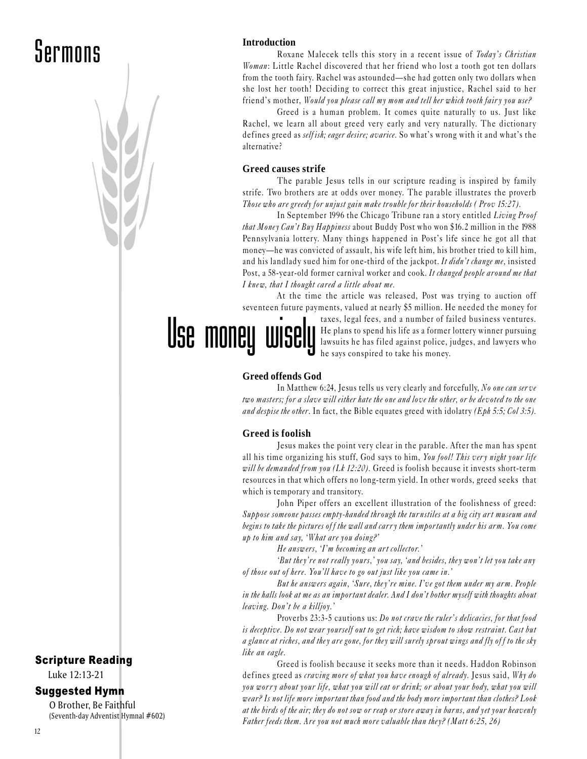# Sermons

## Use money wisely

**Scripture Reading**

Luke 12:13-21

**Suggested Hymn**

O Brother, Be Faithful
(Seventh-day Adventist Hymnal #602)

### Introduction

Roxane Malecek tells this story in a recent issue of *Today's Christian Woman*: Little Rachel discovered that her friend who lost a tooth got ten dollars from the tooth fairy. Rachel was astounded—she had gotten only two dollars when she lost her tooth! Deciding to correct this great injustice, Rachel said to her friend's mother, *Would you please call my mom and tell her which tooth fairy you use?*

Greed is a human problem. It comes quite naturally to us. Just like Rachel, we learn all about greed very early and very naturally. The dictionary defines greed as *selfish; eager desire; avarice.* So what's wrong with it and what's the alternative?

### Greed causes strife

The parable Jesus tells in our scripture reading is inspired by family strife. Two brothers are at odds over money. The parable illustrates the proverb *Those who are greedy for unjust gain make trouble for their households ( Prov 15:27).*

In September 1996 the Chicago Tribune ran a story entitled *Living Proof that Money Can't Buy Happiness* about Buddy Post who won $16.2 million in the 1988 Pennsylvania lottery. Many things happened in Post's life since he got all that money—he was convicted of assault, his wife left him, his brother tried to kill him, and his landlady sued him for one-third of the jackpot. *It didn't change me*, insisted Post, a 58-year-old former carnival worker and cook. *It changed people around me that I knew, that I thought cared a little about me.*

At the time the article was released, Post was trying to auction off seventeen future payments, valued at nearly $5 million. He needed the money for taxes, legal fees, and a number of failed business ventures. He plans to spend his life as a former lottery winner pursuing lawsuits he has filed against police, judges, and lawyers who he says conspired to take his money.

### Greed offends God

In Matthew 6:24, Jesus tells us very clearly and forcefully, *No one can serve two masters; for a slave will either hate the one and love the other, or be devoted to the one and despise the other*. In fact, the Bible equates greed with idolatry *(Eph 5:5; Col 3:5).*

### Greed is foolish

Jesus makes the point very clear in the parable. After the man has spent all his time organizing his stuff, God says to him, *You fool! This very night your life will be demanded from you (Lk 12:20).* Greed is foolish because it invests short-term resources in that which offers no long-term yield. In other words, greed seeks that which is temporary and transitory.

John Piper offers an excellent illustration of the foolishness of greed: *Suppose someone passes empty-handed through the turnstiles at a big city art museum and begins to take the pictures off the wall and carry them importantly under his arm. You come up to him and say, 'What are you doing?'*

*He answers, 'I'm becoming an art collector.'*

*'But they're not really yours,' you say, 'and besides, they won't let you take any of those out of here. You'll have to go out just like you came in.'*

*But he answers again, 'Sure, they're mine. I've got them under my arm. People in the halls look at me as an important dealer. And I don't bother myself with thoughts about leaving. Don't be a killjoy.'*

Proverbs 23:3-5 cautions us: *Do not crave the ruler's delicacies, for that food is deceptive. Do not wear yourself out to get rich; have wisdom to show restraint. Cast but a glance at riches, and they are gone, for they will surely sprout wings and fly off to the sky like an eagle.*

Greed is foolish because it seeks more than it needs. Haddon Robinson defines greed as *craving more of what you have enough of already.* Jesus said, *Why do you worry about your life, what you will eat or drink; or about your body, what you will wear? Is not life more important than food and the body more important than clothes? Look at the birds of the air; they do not sow or reap or store away in barns, and yet your heavenly Father feeds them. Are you not much more valuable than they? (Matt 6:25, 26)*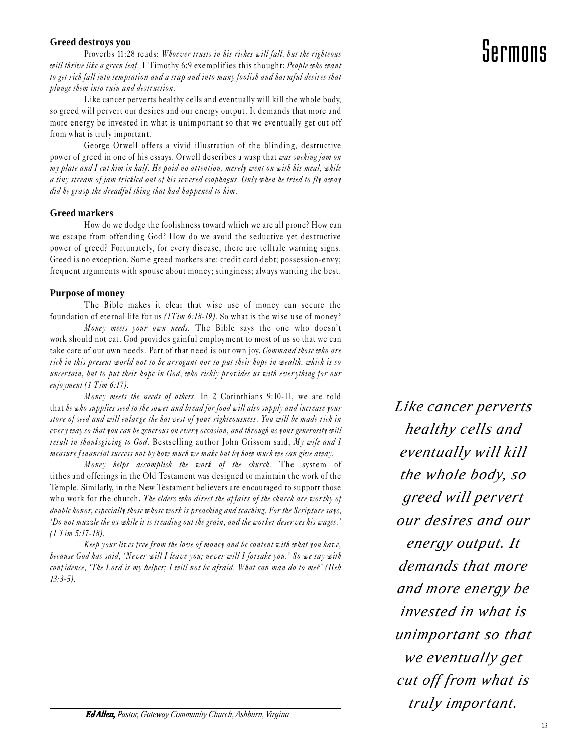# Sermons

**Greed destroys you**

Proverbs 11:28 reads: *Whoever trusts in his riches will fall, but the righteous will thrive like a green leaf.* 1 Timothy 6:9 exemplifies this thought: *People who want to get rich fall into temptation and a trap and into many foolish and harmful desires that plunge them into ruin and destruction.*

Like cancer perverts healthy cells and eventually will kill the whole body, so greed will pervert our desires and our energy output. It demands that more and more energy be invested in what is unimportant so that we eventually get cut off from what is truly important.

George Orwell offers a vivid illustration of the blinding, destructive power of greed in one of his essays. Orwell describes a wasp that *was sucking jam on my plate and I cut him in half. He paid no attention, merely went on with his meal, while a tiny stream of jam trickled out of his severed esophagus. Only when he tried to fly away did he grasp the dreadful thing that had happened to him.*

**Greed markers**

How do we dodge the foolishness toward which we are all prone? How can we escape from offending God? How do we avoid the seductive yet destructive power of greed? Fortunately, for every disease, there are telltale warning signs. Greed is no exception. Some greed markers are: credit card debt; possession-envy; frequent arguments with spouse about money; stinginess; always wanting the best.

**Purpose of money**

The Bible makes it clear that wise use of money can secure the foundation of eternal life for us *(1Tim 6:18-19).* So what is the wise use of money?

*Money meets your own needs.* The Bible says the one who doesn't work should not eat. God provides gainful employment to most of us so that we can take care of our own needs. Part of that need is our own joy. *Command those who are rich in this present world not to be arrogant nor to put their hope in wealth, which is so uncertain, but to put their hope in God, who richly provides us with everything for our enjoyment (1 Tim 6:17).*

*Money meets the needs of others.* In 2 Corinthians 9:10-11, we are told that *he who supplies seed to the sower and bread for food will also supply and increase your store of seed and will enlarge the harvest of your righteousness. You will be made rich in every way so that you can be generous on every occasion, and through us your generosity will result in thanksgiving to God.* Bestselling author John Grissom said, *My wife and I measure financial success not by how much we make but by how much we can give away.*

*Money helps accomplish the work of the church.* The system of tithes and offerings in the Old Testament was designed to maintain the work of the Temple. Similarly, in the New Testament believers are encouraged to support those who work for the church. *The elders who direct the affairs of the church are worthy of double honor, especially those whose work is preaching and teaching. For the Scripture says, 'Do not muzzle the ox while it is treading out the grain, and the worker deserves his wages.' (1 Tim 5:17-18).*

*Keep your lives free from the love of money and be content with what you have, because God has said, 'Never will I leave you; never will I forsake you.' So we say with confidence, 'The Lord is my helper; I will not be afraid. What can man do to me?' (Heb 13:3-5).*

***Ed Allen,*** *Pastor, Gateway Community Church, Ashburn, Virgina*

*Like cancer perverts healthy cells and eventually will kill the whole body, so greed will pervert our desires and our energy output. It demands that more and more energy be invested in what is unimportant so that we eventually get cut off from what is truly important.*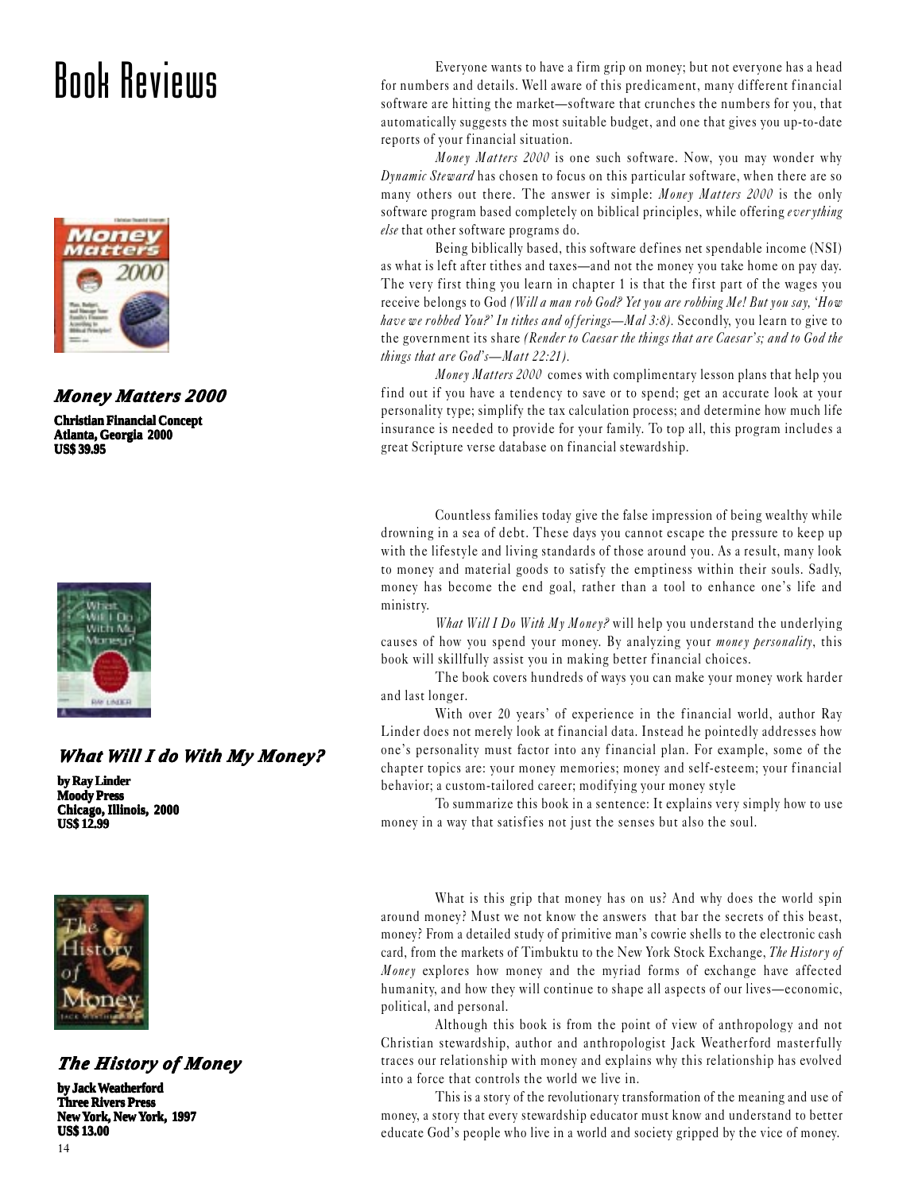# Book Reviews

### *Money Matters 2000*

**Christian Financial Concept**
**Atlanta, Georgia 2000**
**US$ 39.95**

Everyone wants to have a firm grip on money; but not everyone has a head for numbers and details. Well aware of this predicament, many different financial software are hitting the market—software that crunches the numbers for you, that automatically suggests the most suitable budget, and one that gives you up-to-date reports of your financial situation.

*Money Matters 2000* is one such software. Now, you may wonder why *Dynamic Steward* has chosen to focus on this particular software, when there are so many others out there. The answer is simple: *Money Matters 2000* is the only software program based completely on biblical principles, while offering *everything else* that other software programs do.

Being biblically based, this software defines net spendable income (NSI) as what is left after tithes and taxes—and not the money you take home on pay day. The very first thing you learn in chapter 1 is that the first part of the wages you receive belongs to God *(Will a man rob God? Yet you are robbing Me! But you say, 'How have we robbed You?' In tithes and offerings—Mal 3:8).* Secondly, you learn to give to the government its share *(Render to Caesar the things that are Caesar's; and to God the things that are God's—Matt 22:21).*

*Money Matters 2000* comes with complimentary lesson plans that help you find out if you have a tendency to save or to spend; get an accurate look at your personality type; simplify the tax calculation process; and determine how much life insurance is needed to provide for your family. To top all, this program includes a great Scripture verse database on financial stewardship.

### *What Will I do With My Money?*

**by Ray Linder**
**Moody Press**
**Chicago, Illinois, 2000**
**US$ 12.99**

Countless families today give the false impression of being wealthy while drowning in a sea of debt. These days you cannot escape the pressure to keep up with the lifestyle and living standards of those around you. As a result, many look to money and material goods to satisfy the emptiness within their souls. Sadly, money has become the end goal, rather than a tool to enhance one's life and ministry.

*What Will I Do With My Money?* will help you understand the underlying causes of how you spend your money. By analyzing your *money personality*, this book will skillfully assist you in making better financial choices.

The book covers hundreds of ways you can make your money work harder and last longer.

With over 20 years' of experience in the financial world, author Ray Linder does not merely look at financial data. Instead he pointedly addresses how one's personality must factor into any financial plan. For example, some of the chapter topics are: your money memories; money and self-esteem; your financial behavior; a custom-tailored career; modifying your money style

To summarize this book in a sentence: It explains very simply how to use money in a way that satisfies not just the senses but also the soul.

### *The History of Money*

**by Jack Weatherford**
**Three Rivers Press**
**New York, New York, 1997**
**US$ 13.00**

What is this grip that money has on us? And why does the world spin around money? Must we not know the answers that bar the secrets of this beast, money? From a detailed study of primitive man's cowrie shells to the electronic cash card, from the markets of Timbuktu to the New York Stock Exchange, *The History of Money* explores how money and the myriad forms of exchange have affected humanity, and how they will continue to shape all aspects of our lives—economic, political, and personal.

Although this book is from the point of view of anthropology and not Christian stewardship, author and anthropologist Jack Weatherford masterfully traces our relationship with money and explains why this relationship has evolved into a force that controls the world we live in.

This is a story of the revolutionary transformation of the meaning and use of money, a story that every stewardship educator must know and understand to better educate God's people who live in a world and society gripped by the vice of money.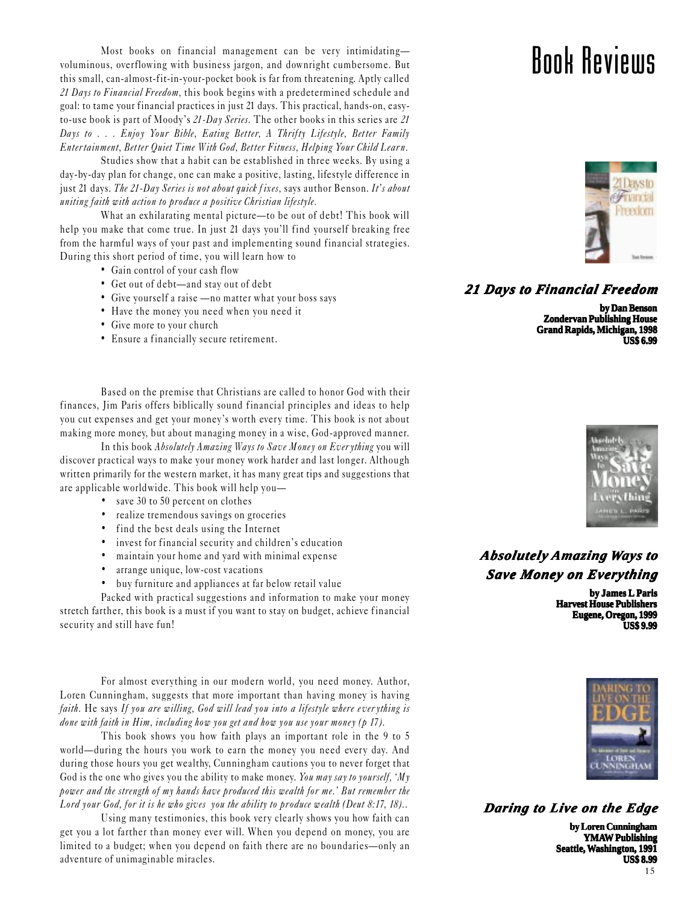# Book Reviews

### *21 Days to Financial Freedom*

**by Dan Benson**
**Zondervan Publishing House**
**Grand Rapids, Michigan, 1998**
**US$ 6.99**

Most books on financial management can be very intimidating—voluminous, overflowing with business jargon, and downright cumbersome. But this small, can-almost-fit-in-your-pocket book is far from threatening. Aptly called *21 Days to Financial Freedom,* this book begins with a predetermined schedule and goal: to tame your financial practices in just 21 days. This practical, hands-on, easy-to-use book is part of Moody's *21-Day Series.* The other books in this series are *21 Days to . . . Enjoy Your Bible, Eating Better, A Thrifty Lifestyle, Better Family Entertainment, Better Quiet Time With God, Better Fitness, Helping Your Child Learn.*

Studies show that a habit can be established in three weeks. By using a day-by-day plan for change, one can make a positive, lasting, lifestyle difference in just 21 days. *The 21-Day Series is not about quick fixes,* says author Benson. *It's about uniting faith with action to produce a positive Christian lifestyle.*

What an exhilarating mental picture—to be out of debt! This book will help you make that come true. In just 21 days you'll find yourself breaking free from the harmful ways of your past and implementing sound financial strategies. During this short period of time, you will learn how to

- Gain control of your cash flow
- Get out of debt—and stay out of debt
- Give yourself a raise —no matter what your boss says
- Have the money you need when you need it
- Give more to your church
- Ensure a financially secure retirement.

### *Absolutely Amazing Ways to Save Money on Everything*

**by James L Paris**
**Harvest House Publishers**
**Eugene, Oregon, 1999**
**US$ 9.99**

Based on the premise that Christians are called to honor God with their finances, Jim Paris offers biblically sound financial principles and ideas to help you cut expenses and get your money's worth every time. This book is not about making more money, but about managing money in a wise, God-approved manner.

In this book *Absolutely Amazing Ways to Save Money on Everything* you will discover practical ways to make your money work harder and last longer. Although written primarily for the western market, it has many great tips and suggestions that are applicable worldwide. This book will help you—

- save 30 to 50 percent on clothes
- realize tremendous savings on groceries
- find the best deals using the Internet
- invest for financial security and children's education
- maintain your home and yard with minimal expense
- arrange unique, low-cost vacations
- buy furniture and appliances at far below retail value

Packed with practical suggestions and information to make your money stretch farther, this book is a must if you want to stay on budget, achieve financial security and still have fun!

### *Daring to Live on the Edge*

**by Loren Cunningham**
**YMAW Publishing**
**Seattle, Washington, 1991**
**US$ 8.99**

For almost everything in our modern world, you need money. Author, Loren Cunningham, suggests that more important than having money is having *faith.* He says *If you are willing, God will lead you into a lifestyle where everything is done with faith in Him, including how you get and how you use your money (p 17).*

This book shows you how faith plays an important role in the 9 to 5 world—during the hours you work to earn the money you need every day. And during those hours you get wealthy, Cunningham cautions you to never forget that God is the one who gives you the ability to make money. *You may say to yourself, 'My power and the strength of my hands have produced this wealth for me.' But remember the Lord your God, for it is he who gives you the ability to produce wealth (Deut 8:17, 18)..*

Using many testimonies, this book very clearly shows you how faith can get you a lot farther than money ever will. When you depend on money, you are limited to a budget; when you depend on faith there are no boundaries—only an adventure of unimaginable miracles.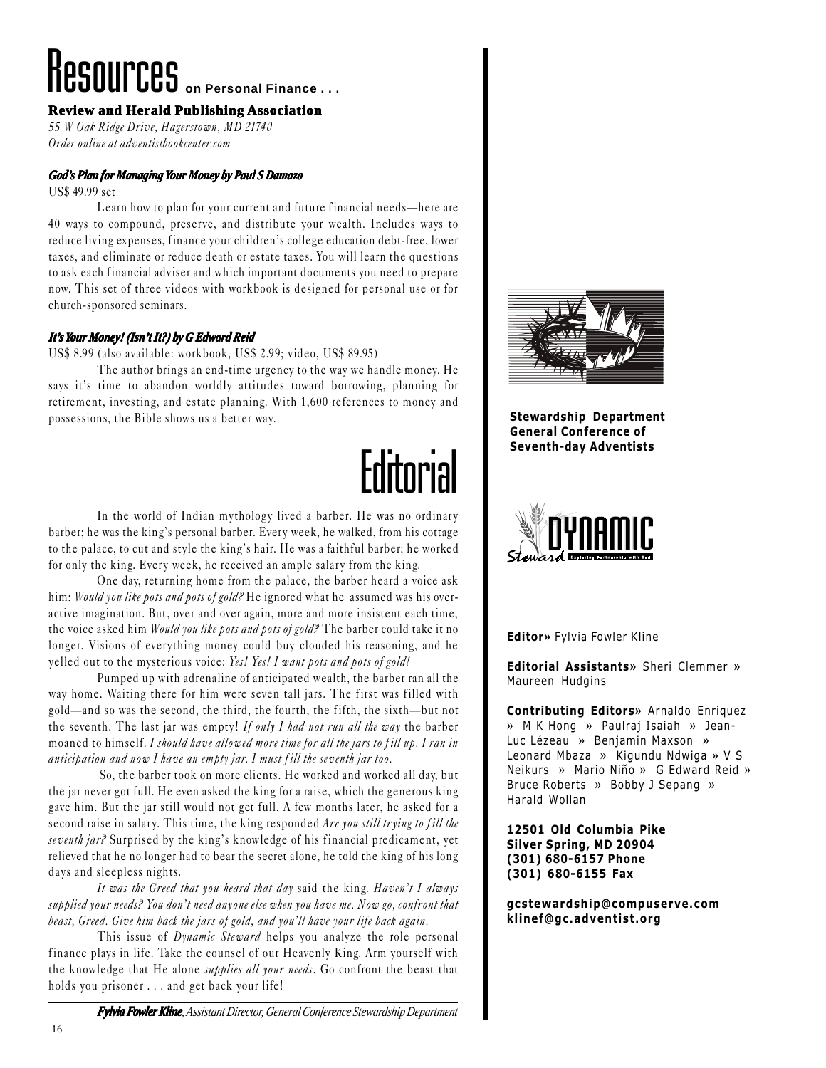# Resources on Personal Finance . . .

**Review and Herald Publishing Association**
*55 W Oak Ridge Drive, Hagerstown, MD 21740*
*Order online at adventistbookcenter.com*

### *God's Plan for Managing Your Money by Paul S Damazo*

US$ 49.99 set

Learn how to plan for your current and future financial needs—here are 40 ways to compound, preserve, and distribute your wealth. Includes ways to reduce living expenses, finance your children's college education debt-free, lower taxes, and eliminate or reduce death or estate taxes. You will learn the questions to ask each financial adviser and which important documents you need to prepare now. This set of three videos with workbook is designed for personal use or for church-sponsored seminars.

### *It's Your Money! (Isn't It?) by G Edward Reid*

US$ 8.99 (also available: workbook, US$ 2.99; video, US$ 89.95)

The author brings an end-time urgency to the way we handle money. He says it's time to abandon worldly attitudes toward borrowing, planning for retirement, investing, and estate planning. With 1,600 references to money and possessions, the Bible shows us a better way.

# Editorial

In the world of Indian mythology lived a barber. He was no ordinary barber; he was the king's personal barber. Every week, he walked, from his cottage to the palace, to cut and style the king's hair. He was a faithful barber; he worked for only the king. Every week, he received an ample salary from the king.

One day, returning home from the palace, the barber heard a voice ask him: *Would you like pots and pots of gold?* He ignored what he assumed was his over-active imagination. But, over and over again, more and more insistent each time, the voice asked him *Would you like pots and pots of gold?* The barber could take it no longer. Visions of everything money could buy clouded his reasoning, and he yelled out to the mysterious voice: *Yes! Yes! I want pots and pots of gold!*

Pumped up with adrenaline of anticipated wealth, the barber ran all the way home. Waiting there for him were seven tall jars. The first was filled with gold—and so was the second, the third, the fourth, the fifth, the sixth—but not the seventh. The last jar was empty! *If only I had not run all the way* the barber moaned to himself. *I should have allowed more time for all the jars to fill up. I ran in anticipation and now I have an empty jar. I must fill the seventh jar too.*

So, the barber took on more clients. He worked and worked all day, but the jar never got full. He even asked the king for a raise, which the generous king gave him. But the jar still would not get full. A few months later, he asked for a second raise in salary. This time, the king responded *Are you still trying to fill the seventh jar?* Surprised by the king's knowledge of his financial predicament, yet relieved that he no longer had to bear the secret alone, he told the king of his long days and sleepless nights.

*It was the Greed that you heard that day* said the king. *Haven't I always supplied your needs? You don't need anyone else when you have me. Now go, confront that beast, Greed. Give him back the jars of gold, and you'll have your life back again.*

This issue of *Dynamic Steward* helps you analyze the role personal finance plays in life. Take the counsel of our Heavenly King. Arm yourself with the knowledge that He alone *supplies all your needs*. Go confront the beast that holds you prisoner . . . and get back your life!

***Fylvia Fowler Kline**, Assistant Director, General Conference Stewardship Department*

---

**Stewardship Department**
**General Conference of**
**Seventh-day Adventists**

Dynamic Steward — Exploring Partnership with God

**Editor»** Fylvia Fowler Kline

**Editorial Assistants»** Sheri Clemmer » Maureen Hudgins

**Contributing Editors»** Arnaldo Enriquez » M K Hong » Paulraj Isaiah » Jean-Luc Lézeau » Benjamin Maxson » Leonard Mbaza » Kigundu Ndwiga » V S Neikurs » Mario Niño » G Edward Reid » Bruce Roberts » Bobby J Sepang » Harald Wollan

**12501 Old Columbia Pike**
**Silver Spring, MD 20904**
**(301) 680-6157 Phone**
**(301) 680-6155 Fax**

**gcstewardship@compuserve.com**
**klinef@gc.adventist.org**